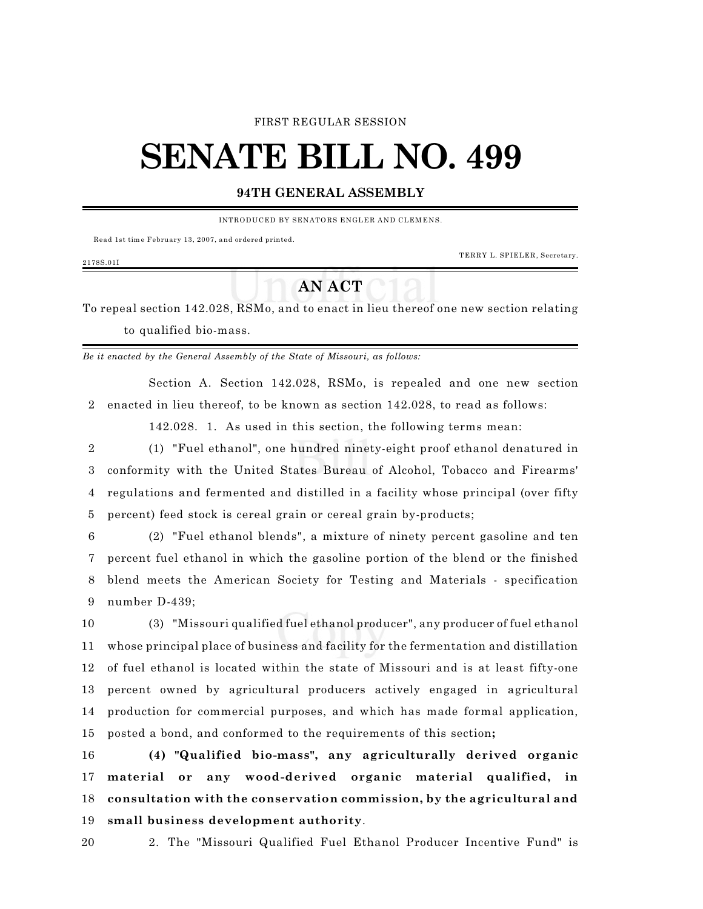FIRST REGULAR SESSION

# SENATE BILL NO. 499

## 94TH GENERAL ASSEMBLY

INTRODUCED BY SENATORS ENGLER AND CLEMENS.

Read 1st time February 13, 2007, and ordered printed.

TERRY L. SPIELER, Secretary.

2178S.01I

## AN ACT

To repeal section 142.028, RSMo, and to enact in lieu thereof one new section relating to qualified bio-mass.

*Be it enacted by the General Assembly of the State of Missouri, as follows:*

Section A. Section 142.028, RSMo, is repealed and one new section enacted in lieu thereof, to be known as section 142.028, to read as follows:

142.028. 1. As used in this section, the following terms mean:

(1) "Fuel ethanol", one hundred ninety-eight proof ethanol denatured in conformity with the United States Bureau of Alcohol, Tobacco and Firearms' regulations and fermented and distilled in a facility whose principal (over fifty percent) feed stock is cereal grain or cereal grain by-products;

(2) "Fuel ethanol blends", a mixture of ninety percent gasoline and ten percent fuel ethanol in which the gasoline portion of the blend or the finished blend meets the American Society for Testing and Materials - specification number D-439;

(3) "Missouri qualified fuel ethanol producer", any producer of fuel ethanol whose principal place of business and facility for the fermentation and distillation of fuel ethanol is located within the state of Missouri and is at least fifty-one percent owned by agricultural producers actively engaged in agricultural production for commercial purposes, and which has made formal application, posted a bond, and conformed to the requirements of this section**;**

**(4) "Qualified bio-mass", any agriculturally derived organic material or any wood-derived organic material qualified, in consultation with the conservation commission, by the agricultural and small business development authority**.

2. The "Missouri Qualified Fuel Ethanol Producer Incentive Fund" is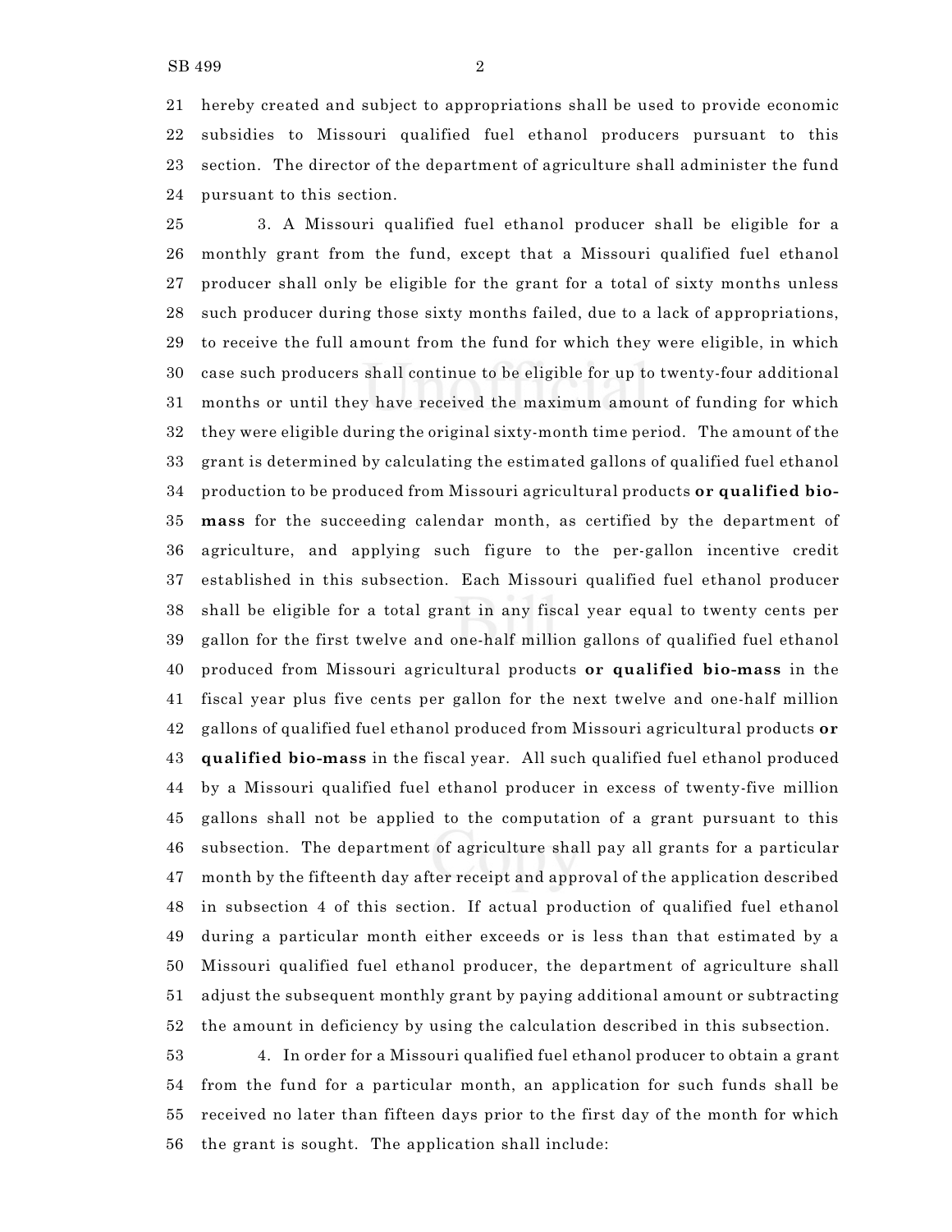hereby created and subject to appropriations shall be used to provide economic subsidies to Missouri qualified fuel ethanol producers pursuant to this section. The director of the department of agriculture shall administer the fund pursuant to this section.

3. A Missouri qualified fuel ethanol producer shall be eligible for a monthly grant from the fund, except that a Missouri qualified fuel ethanol producer shall only be eligible for the grant for a total of sixty months unless such producer during those sixty months failed, due to a lack of appropriations, to receive the full amount from the fund for which they were eligible, in which case such producers shall continue to be eligible for up to twenty-four additional months or until they have received the maximum amount of funding for which they were eligible during the original sixty-month time period. The amount of the grant is determined by calculating the estimated gallons of qualified fuel ethanol production to be produced from Missouri agricultural products **or qualified bio-mass** for the succeeding calendar month, as certified by the department of agriculture, and applying such figure to the per-gallon incentive credit established in this subsection. Each Missouri qualified fuel ethanol producer shall be eligible for a total grant in any fiscal year equal to twenty cents per gallon for the first twelve and one-half million gallons of qualified fuel ethanol produced from Missouri agricultural products **or qualified bio-mass** in the fiscal year plus five cents per gallon for the next twelve and one-half million gallons of qualified fuel ethanol produced from Missouri agricultural products **or qualified bio-mass** in the fiscal year. All such qualified fuel ethanol produced by a Missouri qualified fuel ethanol producer in excess of twenty-five million gallons shall not be applied to the computation of a grant pursuant to this subsection. The department of agriculture shall pay all grants for a particular month by the fifteenth day after receipt and approval of the application described in subsection 4 of this section. If actual production of qualified fuel ethanol during a particular month either exceeds or is less than that estimated by a Missouri qualified fuel ethanol producer, the department of agriculture shall adjust the subsequent monthly grant by paying additional amount or subtracting the amount in deficiency by using the calculation described in this subsection.

4. In order for a Missouri qualified fuel ethanol producer to obtain a grant from the fund for a particular month, an application for such funds shall be received no later than fifteen days prior to the first day of the month for which the grant is sought. The application shall include: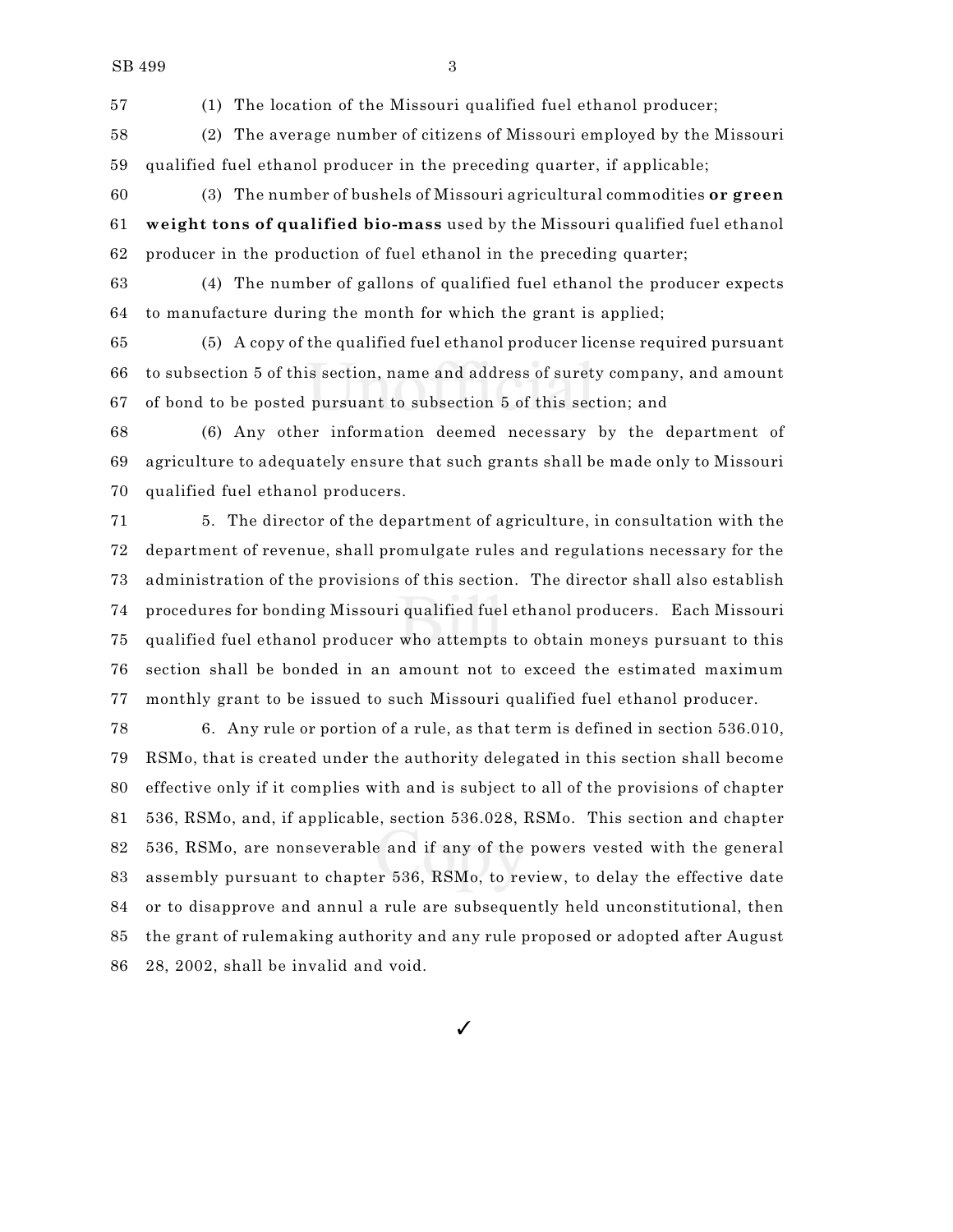(1) The location of the Missouri qualified fuel ethanol producer;

(2) The average number of citizens of Missouri employed by the Missouri qualified fuel ethanol producer in the preceding quarter, if applicable;

(3) The number of bushels of Missouri agricultural commodities **or green weight tons of qualified bio-mass** used by the Missouri qualified fuel ethanol producer in the production of fuel ethanol in the preceding quarter;

(4) The number of gallons of qualified fuel ethanol the producer expects to manufacture during the month for which the grant is applied;

(5) A copy of the qualified fuel ethanol producer license required pursuant to subsection 5 of this section, name and address of surety company, and amount of bond to be posted pursuant to subsection 5 of this section; and

(6) Any other information deemed necessary by the department of agriculture to adequately ensure that such grants shall be made only to Missouri qualified fuel ethanol producers.

5. The director of the department of agriculture, in consultation with the department of revenue, shall promulgate rules and regulations necessary for the administration of the provisions of this section. The director shall also establish procedures for bonding Missouri qualified fuel ethanol producers. Each Missouri qualified fuel ethanol producer who attempts to obtain moneys pursuant to this section shall be bonded in an amount not to exceed the estimated maximum monthly grant to be issued to such Missouri qualified fuel ethanol producer.

6. Any rule or portion of a rule, as that term is defined in section 536.010, RSMo, that is created under the authority delegated in this section shall become effective only if it complies with and is subject to all of the provisions of chapter 536, RSMo, and, if applicable, section 536.028, RSMo. This section and chapter 536, RSMo, are nonseverable and if any of the powers vested with the general assembly pursuant to chapter 536, RSMo, to review, to delay the effective date or to disapprove and annul a rule are subsequently held unconstitutional, then the grant of rulemaking authority and any rule proposed or adopted after August 28, 2002, shall be invalid and void.

✓